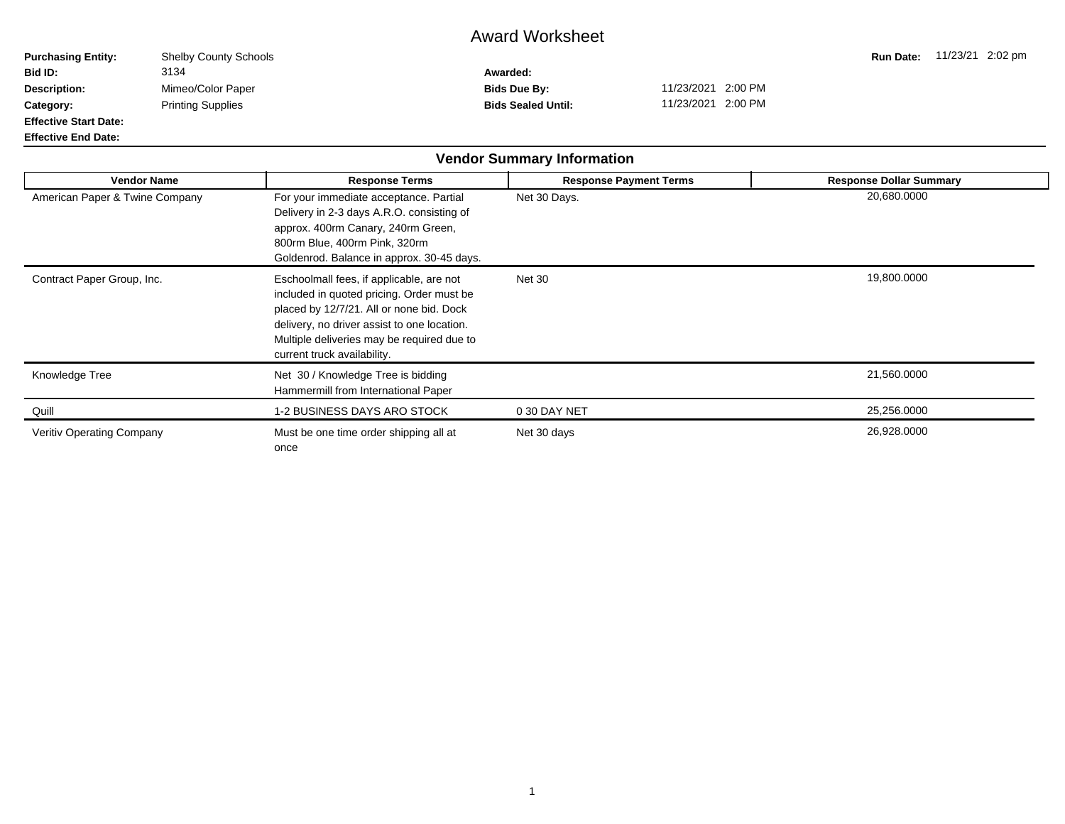# Award Worksheet

| | | | | | |
|---|---|---|---|---|---|
| **Purchasing Entity:** | Shelby County Schools | | | **Run Date:** | 11/23/21 2:02 pm |
| **Bid ID:** | 3134 | **Awarded:** | | | |
| **Description:** | Mimeo/Color Paper | **Bids Due By:** | 11/23/2021 2:00 PM | | |
| **Category:** | Printing Supplies | **Bids Sealed Until:** | 11/23/2021 2:00 PM | | |
| **Effective Start Date:** | | | | | |
| **Effective End Date:** | | | | | |

## Vendor Summary Information

| Vendor Name | Response Terms | Response Payment Terms | Response Dollar Summary |
|---|---|---|---|
| American Paper & Twine Company | For your immediate acceptance. Partial Delivery in 2-3 days A.R.O. consisting of approx. 400rm Canary, 240rm Green, 800rm Blue, 400rm Pink, 320rm Goldenrod. Balance in approx. 30-45 days. | Net 30 Days. | 20,680.0000 |
| Contract Paper Group, Inc. | Eschoolmall fees, if applicable, are not included in quoted pricing. Order must be placed by 12/7/21. All or none bid. Dock delivery, no driver assist to one location. Multiple deliveries may be required due to current truck availability. | Net 30 | 19,800.0000 |
| Knowledge Tree | Net 30 / Knowledge Tree is bidding Hammermill from International Paper | | 21,560.0000 |
| Quill | 1-2 BUSINESS DAYS ARO STOCK | 0 30 DAY NET | 25,256.0000 |
| Veritiv Operating Company | Must be one time order shipping all at once | Net 30 days | 26,928.0000 |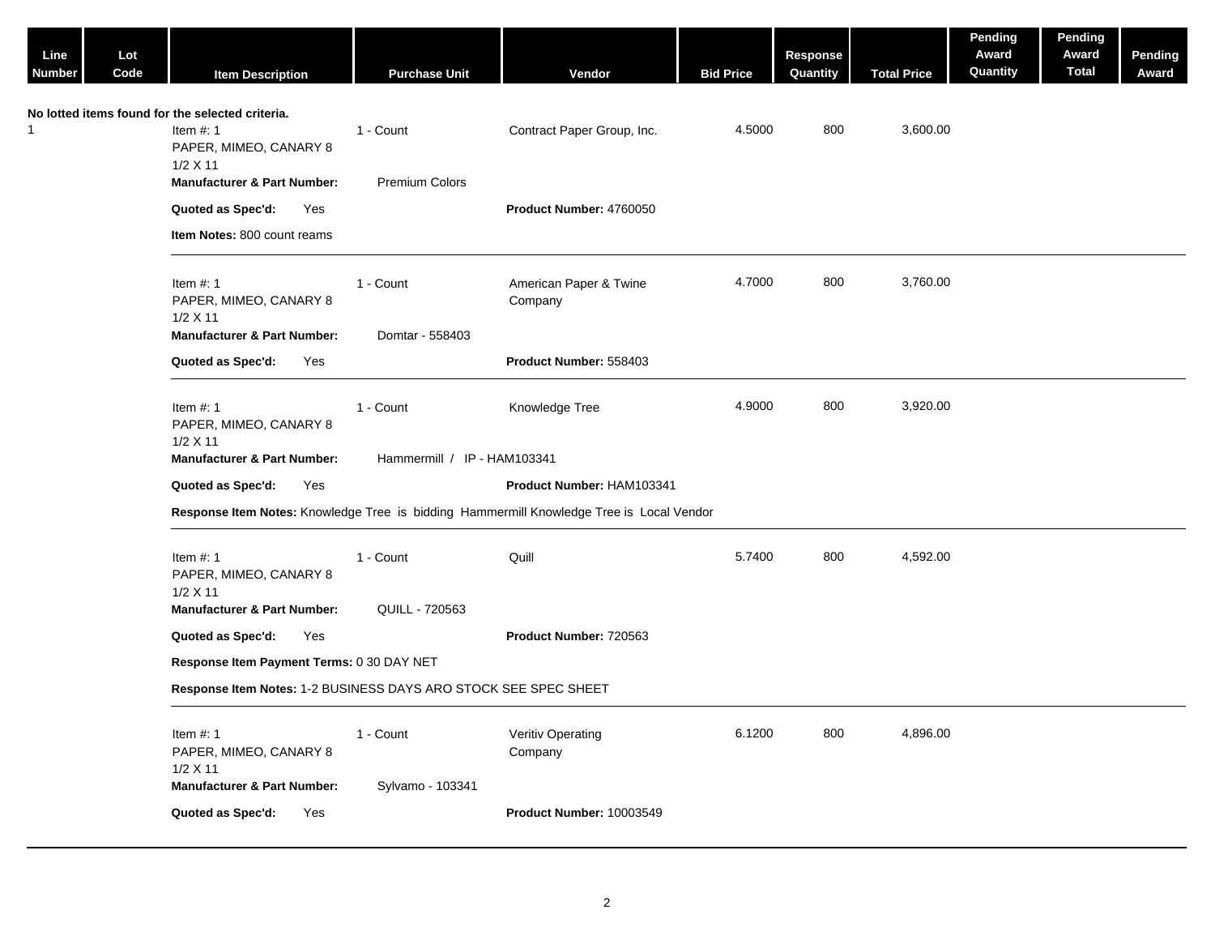| Line Number | Lot Code | Item Description | Purchase Unit | Vendor | Bid Price | Response Quantity | Total Price | Pending Award Quantity | Pending Award Total | Pending Award |
|---|---|---|---|---|---|---|---|---|---|---|

No lotted items found for the selected criteria.

| Line Number | Lot Code | Item Description | Purchase Unit | Vendor | Bid Price | Response Quantity | Total Price | Pending Award Quantity | Pending Award Total | Pending Award |
|---|---|---|---|---|---|---|---|---|---|---|
| 1 | | Item #: 1<br>PAPER, MIMEO, CANARY 8 1/2 X 11 | 1 - Count | Contract Paper Group, Inc. | 4.5000 | 800 | 3,600.00 | | | |

**Manufacturer & Part Number:** Premium Colors

**Quoted as Spec'd:** Yes — **Product Number:** 4760050

**Item Notes:** 800 count reams

---

| Item Description | Purchase Unit | Vendor | Bid Price | Response Quantity | Total Price |
|---|---|---|---|---|---|
| Item #: 1<br>PAPER, MIMEO, CANARY 8 1/2 X 11 | 1 - Count | American Paper & Twine Company | 4.7000 | 800 | 3,760.00 |

**Manufacturer & Part Number:** Domtar - 558403

**Quoted as Spec'd:** Yes — **Product Number:** 558403

---

| Item Description | Purchase Unit | Vendor | Bid Price | Response Quantity | Total Price |
|---|---|---|---|---|---|
| Item #: 1<br>PAPER, MIMEO, CANARY 8 1/2 X 11 | 1 - Count | Knowledge Tree | 4.9000 | 800 | 3,920.00 |

**Manufacturer & Part Number:** Hammermill / IP - HAM103341

**Quoted as Spec'd:** Yes — **Product Number:** HAM103341

**Response Item Notes:** Knowledge Tree is bidding Hammermill Knowledge Tree is Local Vendor

---

| Item Description | Purchase Unit | Vendor | Bid Price | Response Quantity | Total Price |
|---|---|---|---|---|---|
| Item #: 1<br>PAPER, MIMEO, CANARY 8 1/2 X 11 | 1 - Count | Quill | 5.7400 | 800 | 4,592.00 |

**Manufacturer & Part Number:** QUILL - 720563

**Quoted as Spec'd:** Yes — **Product Number:** 720563

**Response Item Payment Terms:** 0 30 DAY NET

**Response Item Notes:** 1-2 BUSINESS DAYS ARO STOCK SEE SPEC SHEET

---

| Item Description | Purchase Unit | Vendor | Bid Price | Response Quantity | Total Price |
|---|---|---|---|---|---|
| Item #: 1<br>PAPER, MIMEO, CANARY 8 1/2 X 11 | 1 - Count | Veritiv Operating Company | 6.1200 | 800 | 4,896.00 |

**Manufacturer & Part Number:** Sylvamo - 103341

**Quoted as Spec'd:** Yes — **Product Number:** 10003549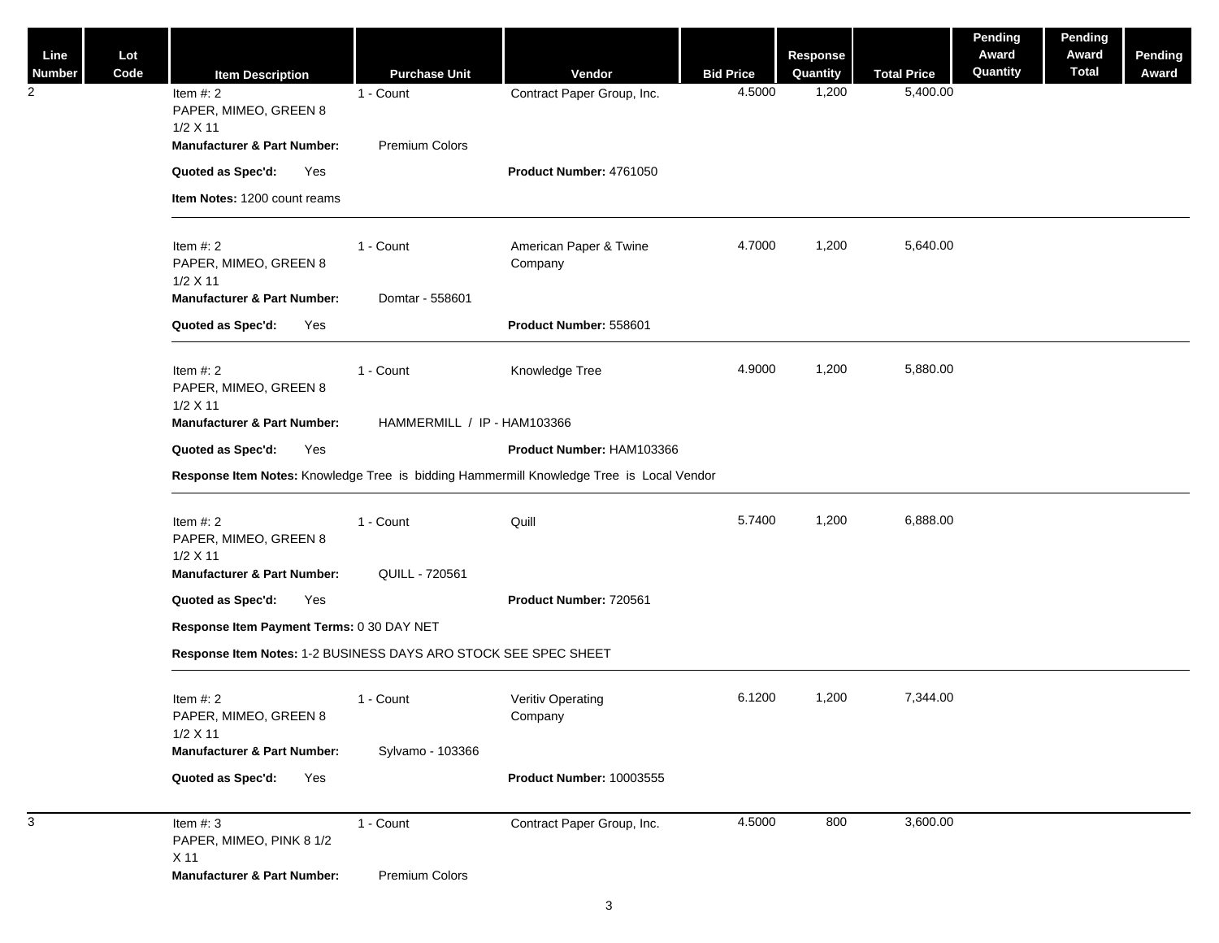| Line Number | Lot Code | Item Description | Purchase Unit | Vendor | Bid Price | Response Quantity | Total Price | Pending Award Quantity | Pending Award Total | Pending Award |
|---|---|---|---|---|---|---|---|---|---|---|
| 2 | | Item #: 2<br>PAPER, MIMEO, GREEN 8 1/2 X 11<br>**Manufacturer & Part Number:** Premium Colors<br>**Quoted as Spec'd:** Yes<br>**Item Notes:** 1200 count reams | 1 - Count | Contract Paper Group, Inc.<br>**Product Number:** 4761050 | 4.5000 | 1,200 | 5,400.00 | | | |
| | | Item #: 2<br>PAPER, MIMEO, GREEN 8 1/2 X 11<br>**Manufacturer & Part Number:** Domtar - 558601<br>**Quoted as Spec'd:** Yes | 1 - Count | American Paper & Twine Company<br>**Product Number:** 558601 | 4.7000 | 1,200 | 5,640.00 | | | |
| | | Item #: 2<br>PAPER, MIMEO, GREEN 8 1/2 X 11<br>**Manufacturer & Part Number:** HAMMERMILL / IP - HAM103366<br>**Quoted as Spec'd:** Yes<br>**Response Item Notes:** Knowledge Tree is bidding Hammermill Knowledge Tree is Local Vendor | 1 - Count | Knowledge Tree<br>**Product Number:** HAM103366 | 4.9000 | 1,200 | 5,880.00 | | | |
| | | Item #: 2<br>PAPER, MIMEO, GREEN 8 1/2 X 11<br>**Manufacturer & Part Number:** QUILL - 720561<br>**Quoted as Spec'd:** Yes<br>**Response Item Payment Terms:** 0 30 DAY NET<br>**Response Item Notes:** 1-2 BUSINESS DAYS ARO STOCK SEE SPEC SHEET | 1 - Count | Quill<br>**Product Number:** 720561 | 5.7400 | 1,200 | 6,888.00 | | | |
| | | Item #: 2<br>PAPER, MIMEO, GREEN 8 1/2 X 11<br>**Manufacturer & Part Number:** Sylvamo - 103366<br>**Quoted as Spec'd:** Yes | 1 - Count | Veritiv Operating Company<br>**Product Number:** 10003555 | 6.1200 | 1,200 | 7,344.00 | | | |
| 3 | | Item #: 3<br>PAPER, MIMEO, PINK 8 1/2 X 11<br>**Manufacturer & Part Number:** Premium Colors | 1 - Count | Contract Paper Group, Inc. | 4.5000 | 800 | 3,600.00 | | | |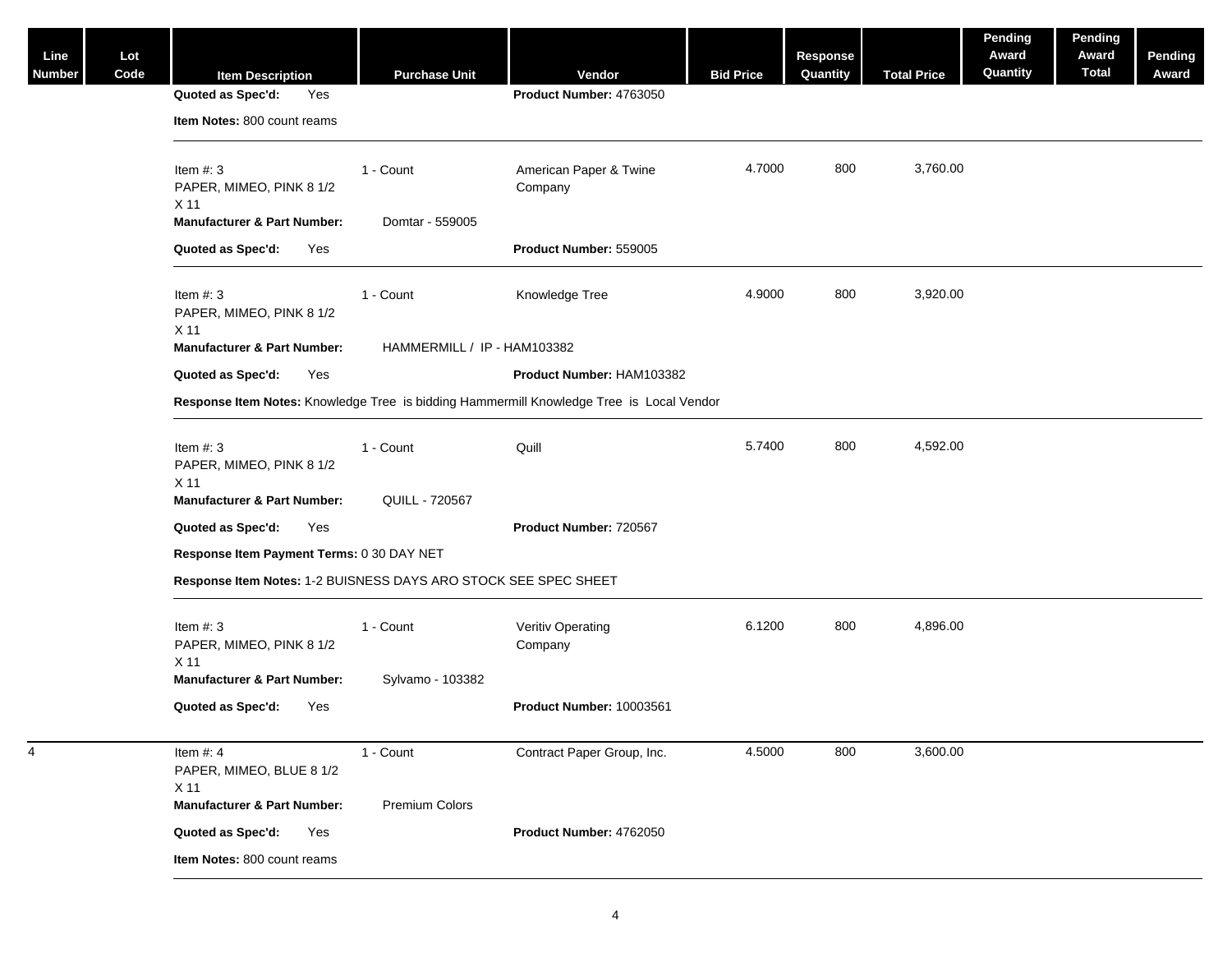| Line Number | Lot Code | Item Description | Purchase Unit | Vendor | Bid Price | Response Quantity | Total Price | Pending Award Quantity | Pending Award Total | Pending Award |
|---|---|---|---|---|---|---|---|---|---|---|
| | | **Quoted as Spec'd:** Yes | | **Product Number:** 4763050 | | | | | | |
| | | **Item Notes:** 800 count reams | | | | | | | | |
| | | Item #: 3<br>PAPER, MIMEO, PINK 8 1/2 X 11 | 1 - Count | American Paper & Twine Company | 4.7000 | 800 | 3,760.00 | | | |
| | | **Manufacturer & Part Number:** | Domtar - 559005 | | | | | | | |
| | | **Quoted as Spec'd:** Yes | | **Product Number:** 559005 | | | | | | |
| | | Item #: 3<br>PAPER, MIMEO, PINK 8 1/2 X 11 | 1 - Count | Knowledge Tree | 4.9000 | 800 | 3,920.00 | | | |
| | | **Manufacturer & Part Number:** | HAMMERMILL / IP - HAM103382 | | | | | | | |
| | | **Quoted as Spec'd:** Yes | | **Product Number:** HAM103382 | | | | | | |
| | | **Response Item Notes:** Knowledge Tree is bidding Hammermill Knowledge Tree is Local Vendor | | | | | | | | |
| | | Item #: 3<br>PAPER, MIMEO, PINK 8 1/2 X 11 | 1 - Count | Quill | 5.7400 | 800 | 4,592.00 | | | |
| | | **Manufacturer & Part Number:** | QUILL - 720567 | | | | | | | |
| | | **Quoted as Spec'd:** Yes | | **Product Number:** 720567 | | | | | | |
| | | **Response Item Payment Terms:** 0 30 DAY NET | | | | | | | | |
| | | **Response Item Notes:** 1-2 BUISNESS DAYS ARO STOCK SEE SPEC SHEET | | | | | | | | |
| | | Item #: 3<br>PAPER, MIMEO, PINK 8 1/2 X 11 | 1 - Count | Veritiv Operating Company | 6.1200 | 800 | 4,896.00 | | | |
| | | **Manufacturer & Part Number:** | Sylvamo - 103382 | | | | | | | |
| | | **Quoted as Spec'd:** Yes | | **Product Number:** 10003561 | | | | | | |
| 4 | | Item #: 4<br>PAPER, MIMEO, BLUE 8 1/2 X 11 | 1 - Count | Contract Paper Group, Inc. | 4.5000 | 800 | 3,600.00 | | | |
| | | **Manufacturer & Part Number:** | Premium Colors | | | | | | | |
| | | **Quoted as Spec'd:** Yes | | **Product Number:** 4762050 | | | | | | |
| | | **Item Notes:** 800 count reams | | | | | | | | |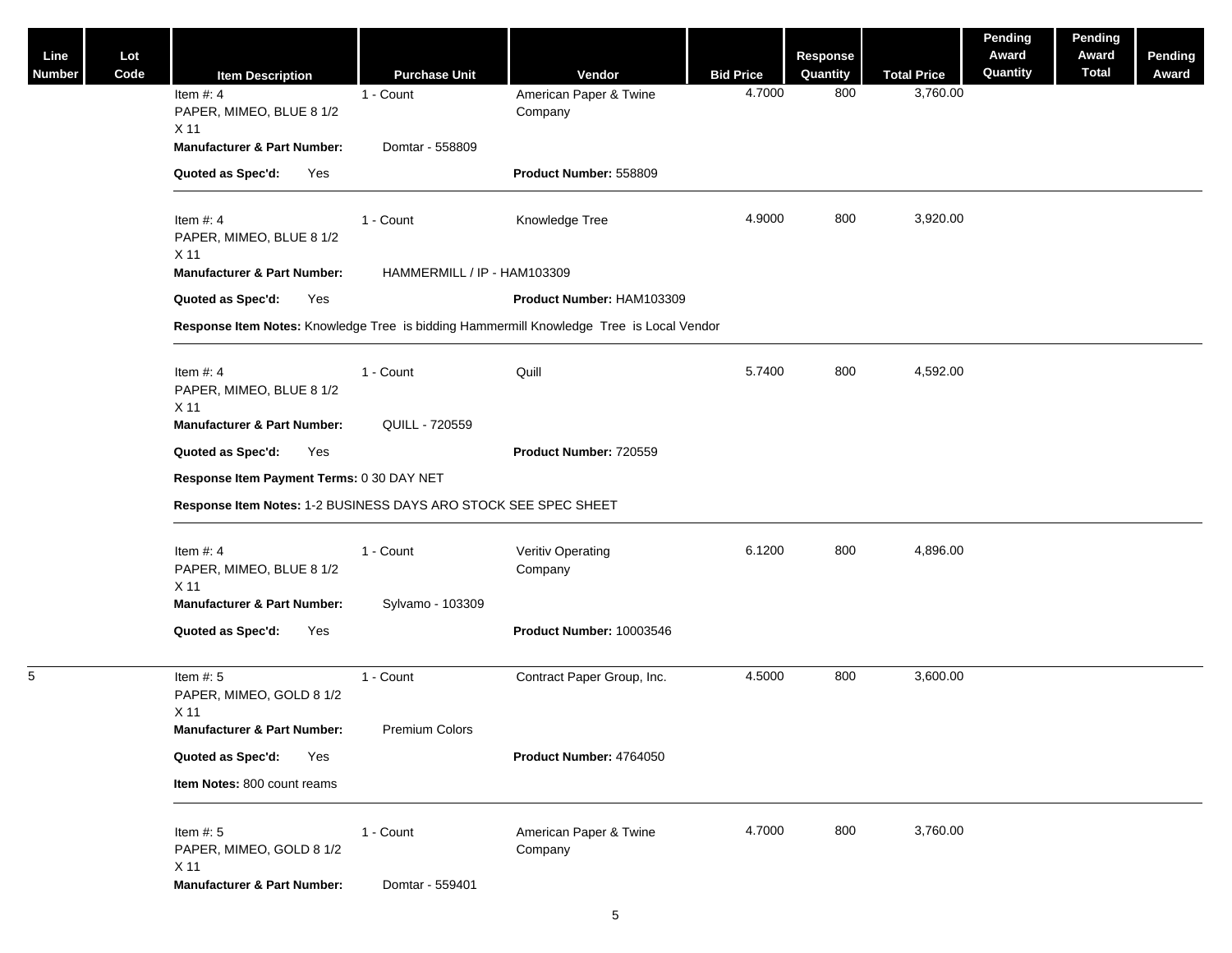| Line Number | Lot Code | Item Description | Purchase Unit | Vendor | Bid Price | Response Quantity | Total Price | Pending Award Quantity | Pending Award Total | Pending Award |
|---|---|---|---|---|---|---|---|---|---|---|
| | | Item #: 4<br>PAPER, MIMEO, BLUE 8 1/2 X 11 | 1 - Count | American Paper & Twine Company | 4.7000 | 800 | 3,760.00 | | | |
| | | **Manufacturer & Part Number:** Domtar - 558809 | | | | | | | | |
| | | **Quoted as Spec'd:** Yes | | **Product Number:** 558809 | | | | | | |
| | | Item #: 4<br>PAPER, MIMEO, BLUE 8 1/2 X 11 | 1 - Count | Knowledge Tree | 4.9000 | 800 | 3,920.00 | | | |
| | | **Manufacturer & Part Number:** HAMMERMILL / IP - HAM103309 | | | | | | | | |
| | | **Quoted as Spec'd:** Yes | | **Product Number:** HAM103309 | | | | | | |
| | | **Response Item Notes:** Knowledge Tree is bidding Hammermill Knowledge Tree is Local Vendor | | | | | | | | |
| | | Item #: 4<br>PAPER, MIMEO, BLUE 8 1/2 X 11 | 1 - Count | Quill | 5.7400 | 800 | 4,592.00 | | | |
| | | **Manufacturer & Part Number:** QUILL - 720559 | | | | | | | | |
| | | **Quoted as Spec'd:** Yes | | **Product Number:** 720559 | | | | | | |
| | | **Response Item Payment Terms:** 0 30 DAY NET | | | | | | | | |
| | | **Response Item Notes:** 1-2 BUSINESS DAYS ARO STOCK SEE SPEC SHEET | | | | | | | | |
| | | Item #: 4<br>PAPER, MIMEO, BLUE 8 1/2 X 11 | 1 - Count | Veritiv Operating Company | 6.1200 | 800 | 4,896.00 | | | |
| | | **Manufacturer & Part Number:** Sylvamo - 103309 | | | | | | | | |
| | | **Quoted as Spec'd:** Yes | | **Product Number:** 10003546 | | | | | | |
| 5 | | Item #: 5<br>PAPER, MIMEO, GOLD 8 1/2 X 11 | 1 - Count | Contract Paper Group, Inc. | 4.5000 | 800 | 3,600.00 | | | |
| | | **Manufacturer & Part Number:** Premium Colors | | | | | | | | |
| | | **Quoted as Spec'd:** Yes | | **Product Number:** 4764050 | | | | | | |
| | | **Item Notes:** 800 count reams | | | | | | | | |
| | | Item #: 5<br>PAPER, MIMEO, GOLD 8 1/2 X 11 | 1 - Count | American Paper & Twine Company | 4.7000 | 800 | 3,760.00 | | | |
| | | **Manufacturer & Part Number:** Domtar - 559401 | | | | | | | | |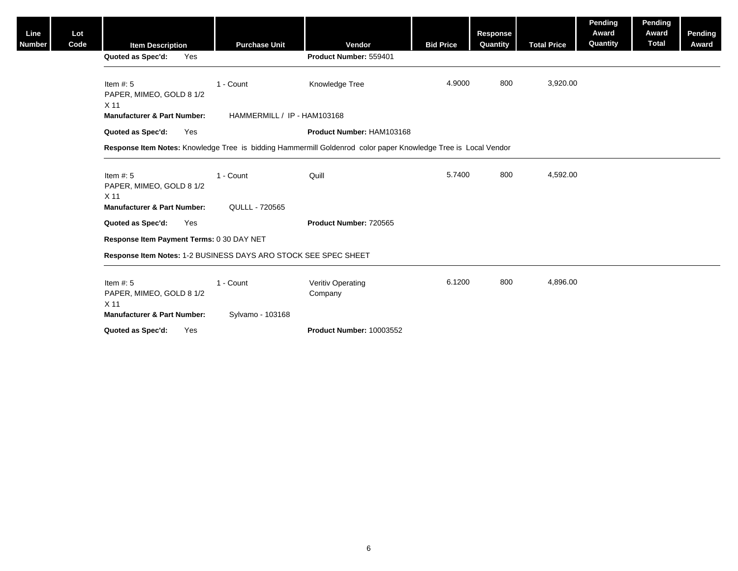| Line Number | Lot Code | Item Description | Purchase Unit | Vendor | Bid Price | Response Quantity | Total Price | Pending Award Quantity | Pending Award Total | Pending Award |
|---|---|---|---|---|---|---|---|---|---|---|

**Quoted as Spec'd:** Yes **Product Number:** 559401

---

| Item Description | Purchase Unit | Vendor | Bid Price | Response Quantity | Total Price |
|---|---|---|---|---|---|
| Item #: 5 PAPER, MIMEO, GOLD 8 1/2 X 11 | 1 - Count | Knowledge Tree | 4.9000 | 800 | 3,920.00 |

**Manufacturer & Part Number:** HAMMERMILL / IP - HAM103168

**Quoted as Spec'd:** Yes **Product Number:** HAM103168

**Response Item Notes:** Knowledge Tree is bidding Hammermill Goldenrod color paper Knowledge Tree is Local Vendor

---

| Item Description | Purchase Unit | Vendor | Bid Price | Response Quantity | Total Price |
|---|---|---|---|---|---|
| Item #: 5 PAPER, MIMEO, GOLD 8 1/2 X 11 | 1 - Count | Quill | 5.7400 | 800 | 4,592.00 |

**Manufacturer & Part Number:** QULLL - 720565

**Quoted as Spec'd:** Yes **Product Number:** 720565

**Response Item Payment Terms:** 0 30 DAY NET

**Response Item Notes:** 1-2 BUSINESS DAYS ARO STOCK SEE SPEC SHEET

---

| Item Description | Purchase Unit | Vendor | Bid Price | Response Quantity | Total Price |
|---|---|---|---|---|---|
| Item #: 5 PAPER, MIMEO, GOLD 8 1/2 X 11 | 1 - Count | Veritiv Operating Company | 6.1200 | 800 | 4,896.00 |

**Manufacturer & Part Number:** Sylvamo - 103168

**Quoted as Spec'd:** Yes **Product Number:** 10003552